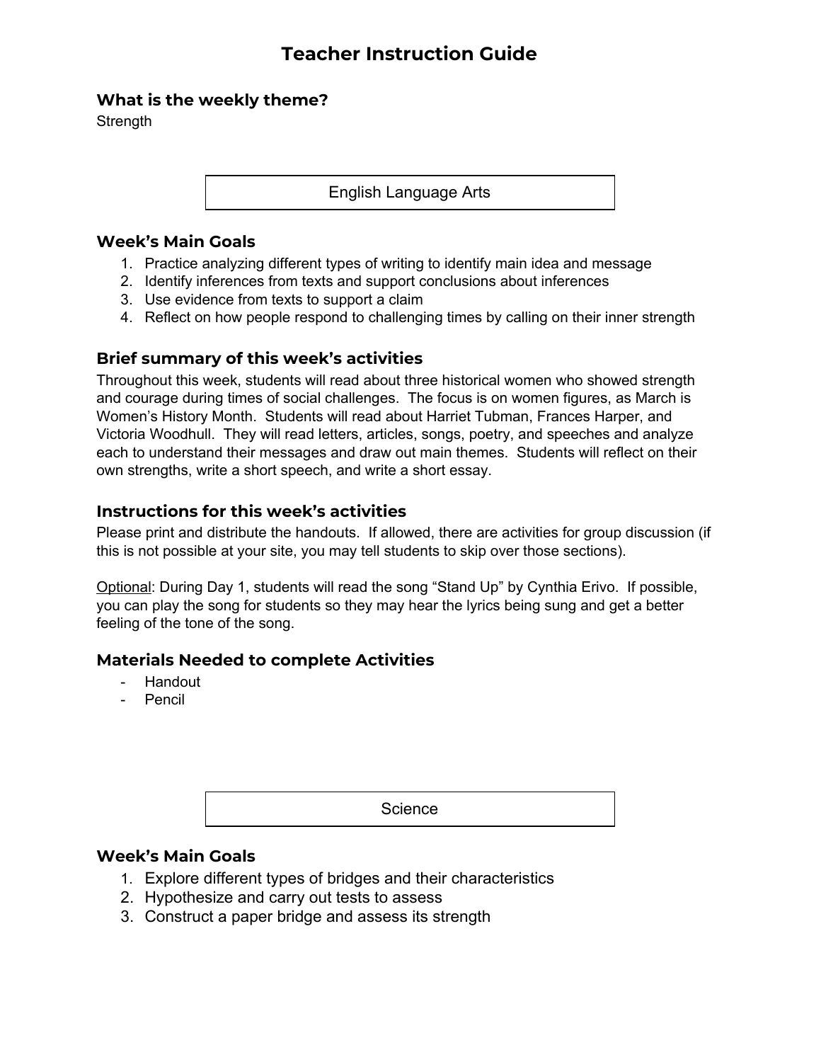# Teacher Instruction Guide

### What is the weekly theme?

Strength

## English Language Arts

### Week's Main Goals

1. Practice analyzing different types of writing to identify main idea and message
2. Identify inferences from texts and support conclusions about inferences
3. Use evidence from texts to support a claim
4. Reflect on how people respond to challenging times by calling on their inner strength

### Brief summary of this week's activities

Throughout this week, students will read about three historical women who showed strength and courage during times of social challenges. The focus is on women figures, as March is Women's History Month. Students will read about Harriet Tubman, Frances Harper, and Victoria Woodhull. They will read letters, articles, songs, poetry, and speeches and analyze each to understand their messages and draw out main themes. Students will reflect on their own strengths, write a short speech, and write a short essay.

### Instructions for this week's activities

Please print and distribute the handouts. If allowed, there are activities for group discussion (if this is not possible at your site, you may tell students to skip over those sections).

<u>Optional</u>: During Day 1, students will read the song "Stand Up" by Cynthia Erivo. If possible, you can play the song for students so they may hear the lyrics being sung and get a better feeling of the tone of the song.

### Materials Needed to complete Activities

- Handout
- Pencil

## Science

### Week's Main Goals

1. Explore different types of bridges and their characteristics
2. Hypothesize and carry out tests to assess
3. Construct a paper bridge and assess its strength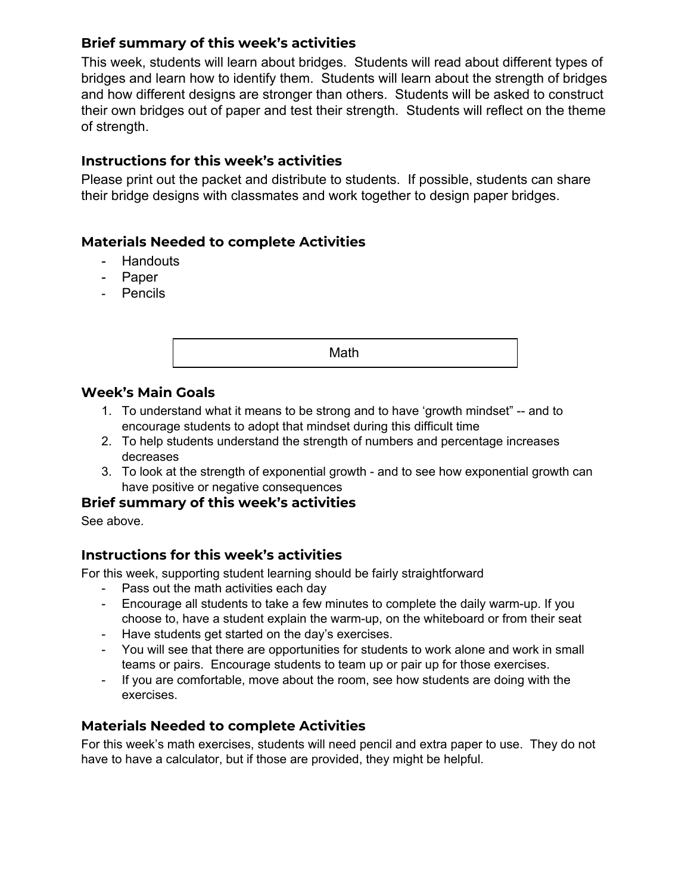### Brief summary of this week's activities

This week, students will learn about bridges. Students will read about different types of bridges and learn how to identify them. Students will learn about the strength of bridges and how different designs are stronger than others. Students will be asked to construct their own bridges out of paper and test their strength. Students will reflect on the theme of strength.

### Instructions for this week's activities

Please print out the packet and distribute to students. If possible, students can share their bridge designs with classmates and work together to design paper bridges.

### Materials Needed to complete Activities

- Handouts
- Paper
- Pencils

## Math

### Week's Main Goals

1. To understand what it means to be strong and to have 'growth mindset" -- and to encourage students to adopt that mindset during this difficult time
2. To help students understand the strength of numbers and percentage increases decreases
3. To look at the strength of exponential growth - and to see how exponential growth can have positive or negative consequences

### Brief summary of this week's activities

See above.

### Instructions for this week's activities

For this week, supporting student learning should be fairly straightforward

- Pass out the math activities each day
- Encourage all students to take a few minutes to complete the daily warm-up. If you choose to, have a student explain the warm-up, on the whiteboard or from their seat
- Have students get started on the day's exercises.
- You will see that there are opportunities for students to work alone and work in small teams or pairs. Encourage students to team up or pair up for those exercises.
- If you are comfortable, move about the room, see how students are doing with the exercises.

### Materials Needed to complete Activities

For this week's math exercises, students will need pencil and extra paper to use. They do not have to have a calculator, but if those are provided, they might be helpful.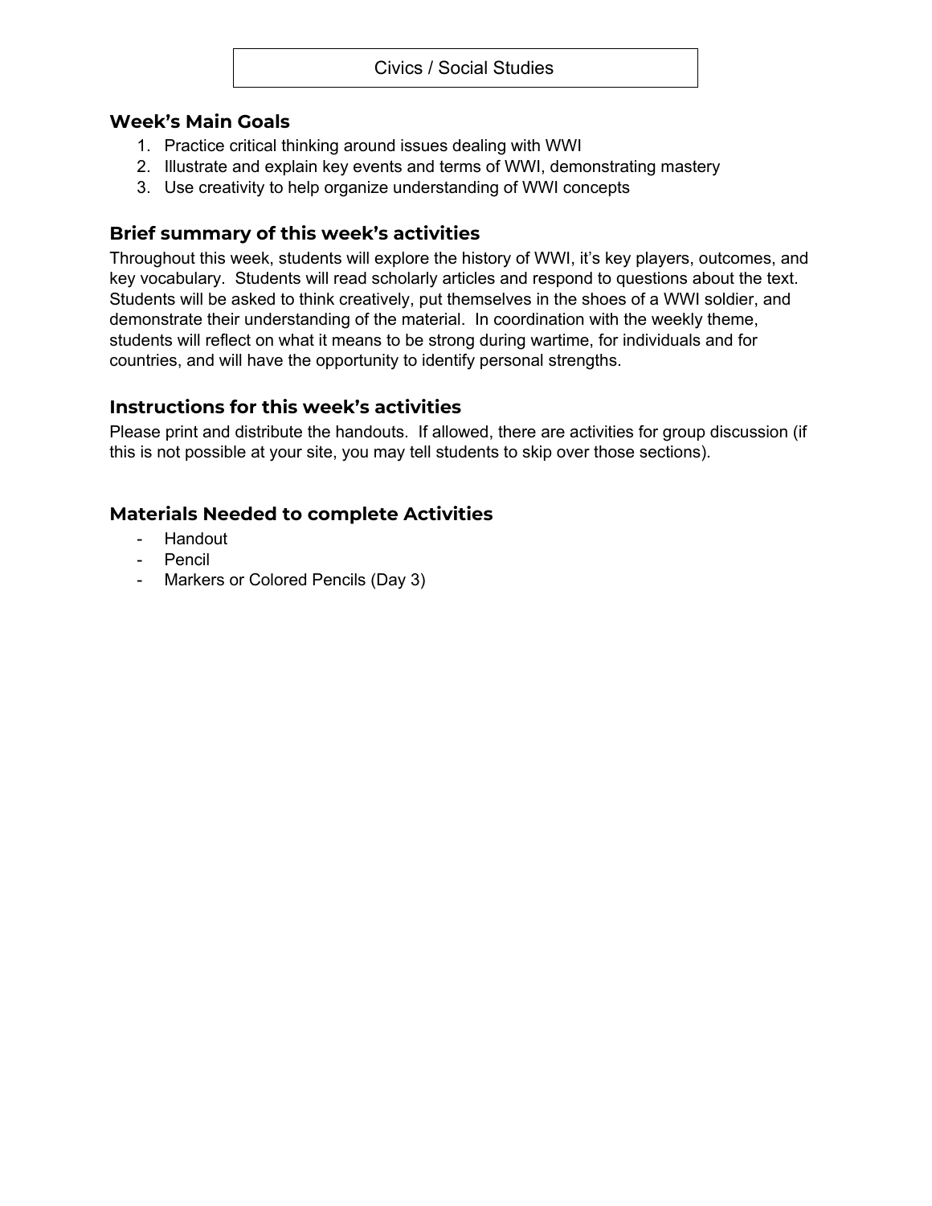Civics / Social Studies

## Week's Main Goals

1. Practice critical thinking around issues dealing with WWI
2. Illustrate and explain key events and terms of WWI, demonstrating mastery
3. Use creativity to help organize understanding of WWI concepts

## Brief summary of this week's activities

Throughout this week, students will explore the history of WWI, it's key players, outcomes, and key vocabulary. Students will read scholarly articles and respond to questions about the text. Students will be asked to think creatively, put themselves in the shoes of a WWI soldier, and demonstrate their understanding of the material. In coordination with the weekly theme, students will reflect on what it means to be strong during wartime, for individuals and for countries, and will have the opportunity to identify personal strengths.

## Instructions for this week's activities

Please print and distribute the handouts. If allowed, there are activities for group discussion (if this is not possible at your site, you may tell students to skip over those sections).

## Materials Needed to complete Activities

- Handout
- Pencil
- Markers or Colored Pencils (Day 3)